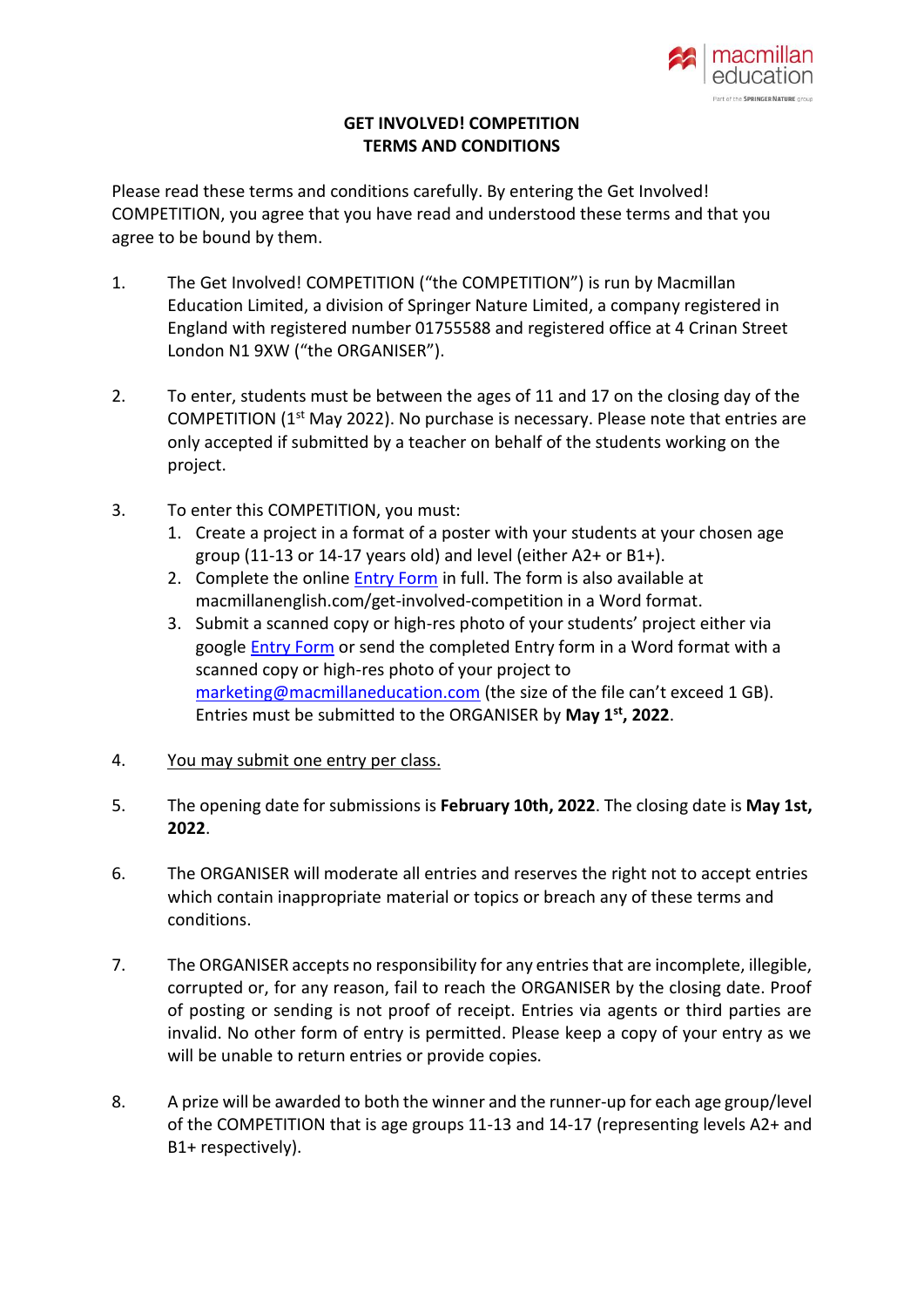**GET INVOLVED! COMPETITION**
**TERMS AND CONDITIONS**

Please read these terms and conditions carefully. By entering the Get Involved! COMPETITION, you agree that you have read and understood these terms and that you agree to be bound by them.

1. The Get Involved! COMPETITION ("the COMPETITION") is run by Macmillan Education Limited, a division of Springer Nature Limited, a company registered in England with registered number 01755588 and registered office at 4 Crinan Street London N1 9XW ("the ORGANISER").

2. To enter, students must be between the ages of 11 and 17 on the closing day of the COMPETITION (1st May 2022). No purchase is necessary. Please note that entries are only accepted if submitted by a teacher on behalf of the students working on the project.

3. To enter this COMPETITION, you must:
   1. Create a project in a format of a poster with your students at your chosen age group (11-13 or 14-17 years old) and level (either A2+ or B1+).
   2. Complete the online Entry Form in full. The form is also available at macmillanenglish.com/get-involved-competition in a Word format.
   3. Submit a scanned copy or high-res photo of your students' project either via google Entry Form or send the completed Entry form in a Word format with a scanned copy or high-res photo of your project to marketing@macmillaneducation.com (the size of the file can't exceed 1 GB). Entries must be submitted to the ORGANISER by **May 1st, 2022**.

4. You may submit one entry per class.

5. The opening date for submissions is **February 10th, 2022**. The closing date is **May 1st, 2022**.

6. The ORGANISER will moderate all entries and reserves the right not to accept entries which contain inappropriate material or topics or breach any of these terms and conditions.

7. The ORGANISER accepts no responsibility for any entries that are incomplete, illegible, corrupted or, for any reason, fail to reach the ORGANISER by the closing date. Proof of posting or sending is not proof of receipt. Entries via agents or third parties are invalid. No other form of entry is permitted. Please keep a copy of your entry as we will be unable to return entries or provide copies.

8. A prize will be awarded to both the winner and the runner-up for each age group/level of the COMPETITION that is age groups 11-13 and 14-17 (representing levels A2+ and B1+ respectively).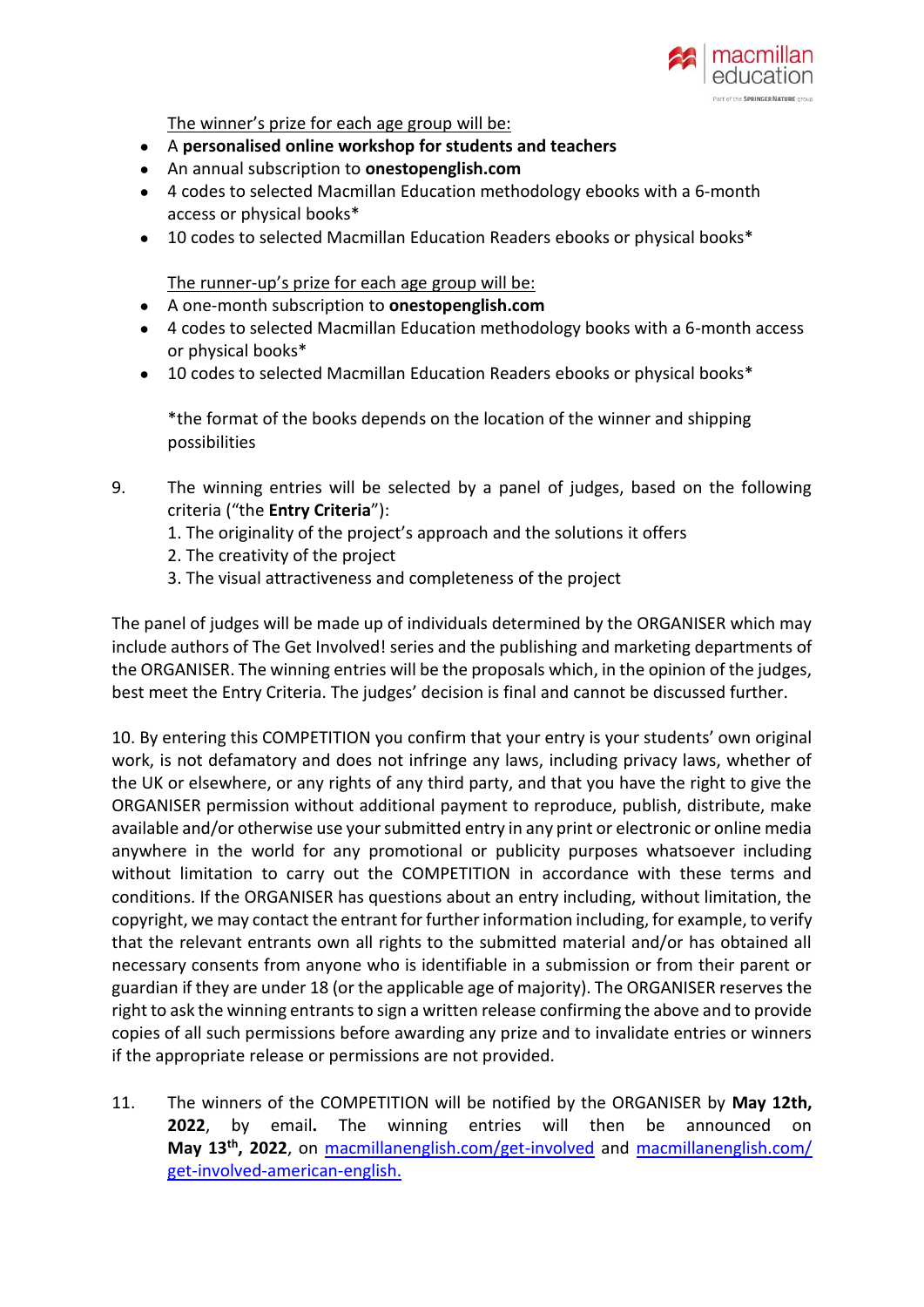The winner's prize for each age group will be:

- A **personalised online workshop for students and teachers**
- An annual subscription to **onestopenglish.com**
- 4 codes to selected Macmillan Education methodology ebooks with a 6-month access or physical books*
- 10 codes to selected Macmillan Education Readers ebooks or physical books*

The runner-up's prize for each age group will be:

- A one-month subscription to **onestopenglish.com**
- 4 codes to selected Macmillan Education methodology books with a 6-month access or physical books*
- 10 codes to selected Macmillan Education Readers ebooks or physical books*

*the format of the books depends on the location of the winner and shipping possibilities

9. The winning entries will be selected by a panel of judges, based on the following criteria ("the **Entry Criteria**"):
   1. The originality of the project's approach and the solutions it offers
   2. The creativity of the project
   3. The visual attractiveness and completeness of the project

The panel of judges will be made up of individuals determined by the ORGANISER which may include authors of The Get Involved! series and the publishing and marketing departments of the ORGANISER. The winning entries will be the proposals which, in the opinion of the judges, best meet the Entry Criteria. The judges' decision is final and cannot be discussed further.

10. By entering this COMPETITION you confirm that your entry is your students' own original work, is not defamatory and does not infringe any laws, including privacy laws, whether of the UK or elsewhere, or any rights of any third party, and that you have the right to give the ORGANISER permission without additional payment to reproduce, publish, distribute, make available and/or otherwise use your submitted entry in any print or electronic or online media anywhere in the world for any promotional or publicity purposes whatsoever including without limitation to carry out the COMPETITION in accordance with these terms and conditions. If the ORGANISER has questions about an entry including, without limitation, the copyright, we may contact the entrant for further information including, for example, to verify that the relevant entrants own all rights to the submitted material and/or has obtained all necessary consents from anyone who is identifiable in a submission or from their parent or guardian if they are under 18 (or the applicable age of majority). The ORGANISER reserves the right to ask the winning entrants to sign a written release confirming the above and to provide copies of all such permissions before awarding any prize and to invalidate entries or winners if the appropriate release or permissions are not provided.

11. The winners of the COMPETITION will be notified by the ORGANISER by **May 12th, 2022**, by email**.** The winning entries will then be announced on **May 13th, 2022**, on macmillanenglish.com/get-involved and macmillanenglish.com/get-involved-american-english.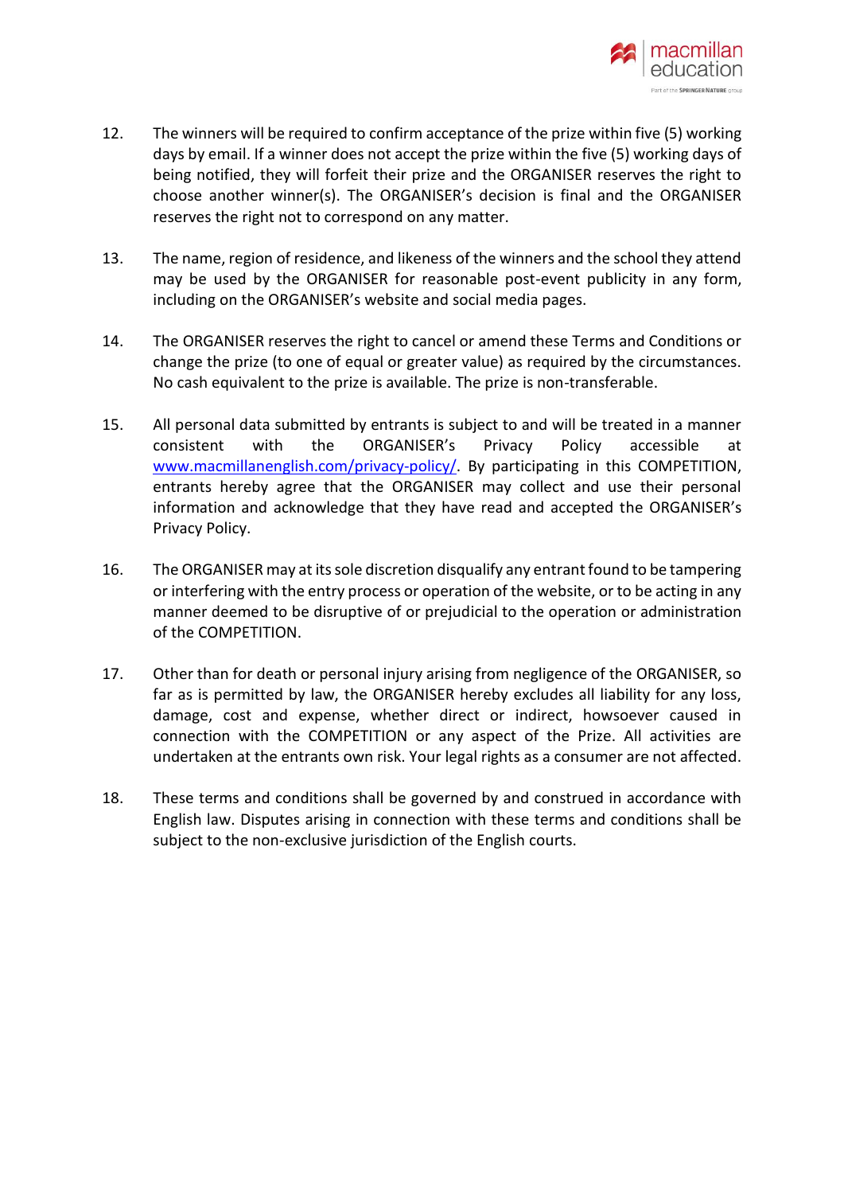12. The winners will be required to confirm acceptance of the prize within five (5) working days by email. If a winner does not accept the prize within the five (5) working days of being notified, they will forfeit their prize and the ORGANISER reserves the right to choose another winner(s). The ORGANISER's decision is final and the ORGANISER reserves the right not to correspond on any matter.

13. The name, region of residence, and likeness of the winners and the school they attend may be used by the ORGANISER for reasonable post-event publicity in any form, including on the ORGANISER's website and social media pages.

14. The ORGANISER reserves the right to cancel or amend these Terms and Conditions or change the prize (to one of equal or greater value) as required by the circumstances. No cash equivalent to the prize is available. The prize is non-transferable.

15. All personal data submitted by entrants is subject to and will be treated in a manner consistent with the ORGANISER's Privacy Policy accessible at [www.macmillanenglish.com/privacy-policy/](www.macmillanenglish.com/privacy-policy/). By participating in this COMPETITION, entrants hereby agree that the ORGANISER may collect and use their personal information and acknowledge that they have read and accepted the ORGANISER's Privacy Policy.

16. The ORGANISER may at its sole discretion disqualify any entrant found to be tampering or interfering with the entry process or operation of the website, or to be acting in any manner deemed to be disruptive of or prejudicial to the operation or administration of the COMPETITION.

17. Other than for death or personal injury arising from negligence of the ORGANISER, so far as is permitted by law, the ORGANISER hereby excludes all liability for any loss, damage, cost and expense, whether direct or indirect, howsoever caused in connection with the COMPETITION or any aspect of the Prize. All activities are undertaken at the entrants own risk. Your legal rights as a consumer are not affected.

18. These terms and conditions shall be governed by and construed in accordance with English law. Disputes arising in connection with these terms and conditions shall be subject to the non-exclusive jurisdiction of the English courts.